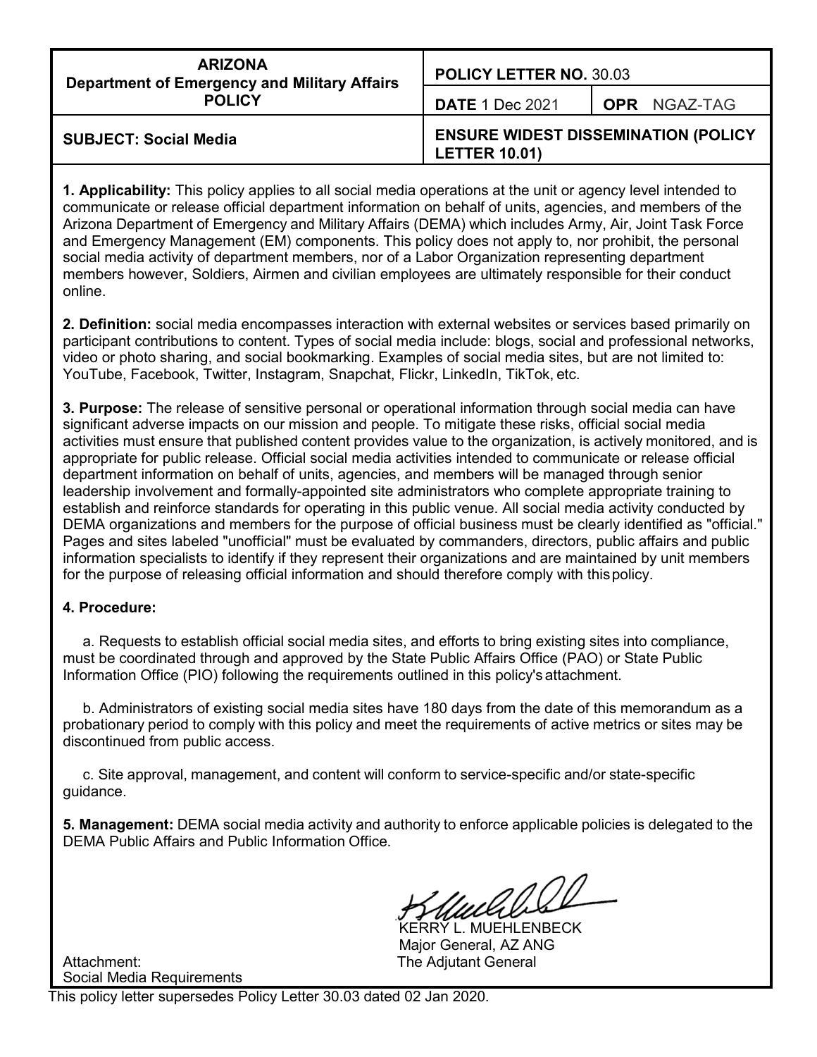| ARIZONA Department of Emergency and Military Affairs POLICY | POLICY LETTER NO. 30.03 | |
| --- | --- | --- |
| | DATE 1 Dec 2021 | OPR NGAZ-TAG |
| SUBJECT: Social Media | ENSURE WIDEST DISSEMINATION (POLICY LETTER 10.01) | |

**1. Applicability:** This policy applies to all social media operations at the unit or agency level intended to communicate or release official department information on behalf of units, agencies, and members of the Arizona Department of Emergency and Military Affairs (DEMA) which includes Army, Air, Joint Task Force and Emergency Management (EM) components. This policy does not apply to, nor prohibit, the personal social media activity of department members, nor of a Labor Organization representing department members however, Soldiers, Airmen and civilian employees are ultimately responsible for their conduct online.

**2. Definition:** social media encompasses interaction with external websites or services based primarily on participant contributions to content. Types of social media include: blogs, social and professional networks, video or photo sharing, and social bookmarking. Examples of social media sites, but are not limited to: YouTube, Facebook, Twitter, Instagram, Snapchat, Flickr, LinkedIn, TikTok, etc.

**3. Purpose:** The release of sensitive personal or operational information through social media can have significant adverse impacts on our mission and people. To mitigate these risks, official social media activities must ensure that published content provides value to the organization, is actively monitored, and is appropriate for public release. Official social media activities intended to communicate or release official department information on behalf of units, agencies, and members will be managed through senior leadership involvement and formally-appointed site administrators who complete appropriate training to establish and reinforce standards for operating in this public venue. All social media activity conducted by DEMA organizations and members for the purpose of official business must be clearly identified as "official." Pages and sites labeled "unofficial" must be evaluated by commanders, directors, public affairs and public information specialists to identify if they represent their organizations and are maintained by unit members for the purpose of releasing official information and should therefore comply with this policy.

**4. Procedure:**

a. Requests to establish official social media sites, and efforts to bring existing sites into compliance, must be coordinated through and approved by the State Public Affairs Office (PAO) or State Public Information Office (PIO) following the requirements outlined in this policy's attachment.

b. Administrators of existing social media sites have 180 days from the date of this memorandum as a probationary period to comply with this policy and meet the requirements of active metrics or sites may be discontinued from public access.

c. Site approval, management, and content will conform to service-specific and/or state-specific guidance.

**5. Management:** DEMA social media activity and authority to enforce applicable policies is delegated to the DEMA Public Affairs and Public Information Office.

KERRY L. MUEHLENBECK
Major General, AZ ANG
The Adjutant General

Attachment:
Social Media Requirements

This policy letter supersedes Policy Letter 30.03 dated 02 Jan 2020.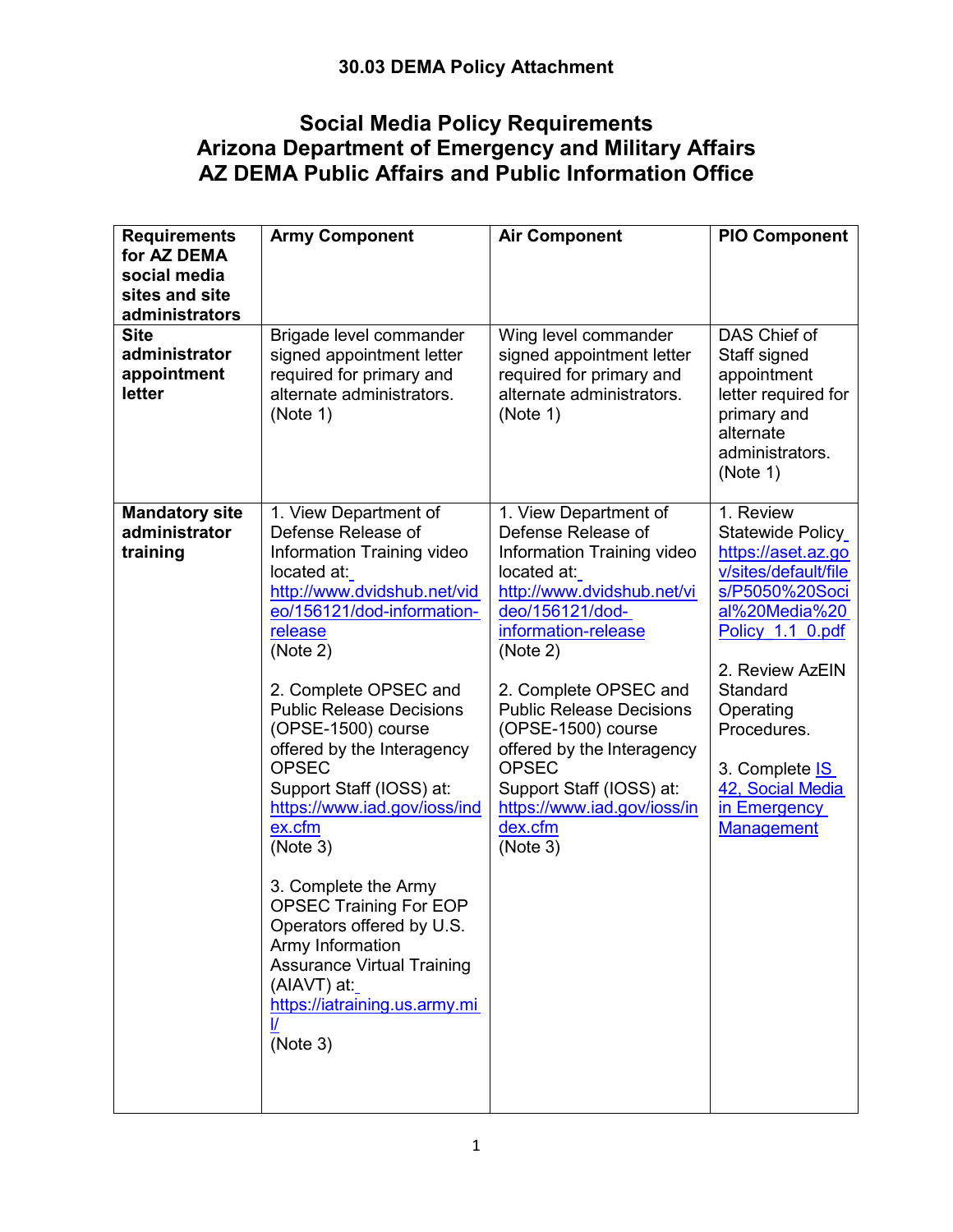**30.03 DEMA Policy Attachment**

# Social Media Policy Requirements
# Arizona Department of Emergency and Military Affairs
# AZ DEMA Public Affairs and Public Information Office

| Requirements for AZ DEMA social media sites and site administrators | Army Component | Air Component | PIO Component |
|---|---|---|---|
| **Site administrator appointment letter** | Brigade level commander signed appointment letter required for primary and alternate administrators. (Note 1) | Wing level commander signed appointment letter required for primary and alternate administrators. (Note 1) | DAS Chief of Staff signed appointment letter required for primary and alternate administrators. (Note 1) |
| **Mandatory site administrator training** | 1. View Department of Defense Release of Information Training video located at: http://www.dvidshub.net/video/156121/dod-information-release (Note 2)<br><br>2. Complete OPSEC and Public Release Decisions (OPSE-1500) course offered by the Interagency OPSEC Support Staff (IOSS) at: https://www.iad.gov/ioss/index.cfm (Note 3)<br><br>3. Complete the Army OPSEC Training For EOP Operators offered by U.S. Army Information Assurance Virtual Training (AIAVT) at: https://iatraining.us.army.mil/ (Note 3) | 1. View Department of Defense Release of Information Training video located at: http://www.dvidshub.net/video/156121/dod-information-release (Note 2)<br><br>2. Complete OPSEC and Public Release Decisions (OPSE-1500) course offered by the Interagency OPSEC Support Staff (IOSS) at: https://www.iad.gov/ioss/index.cfm (Note 3) | 1. Review Statewide Policy https://aset.az.gov/sites/default/files/P5050%20Social%20Media%20Policy_1.1_0.pdf<br><br>2. Review AzEIN Standard Operating Procedures.<br><br>3. Complete IS 42, Social Media in Emergency Management |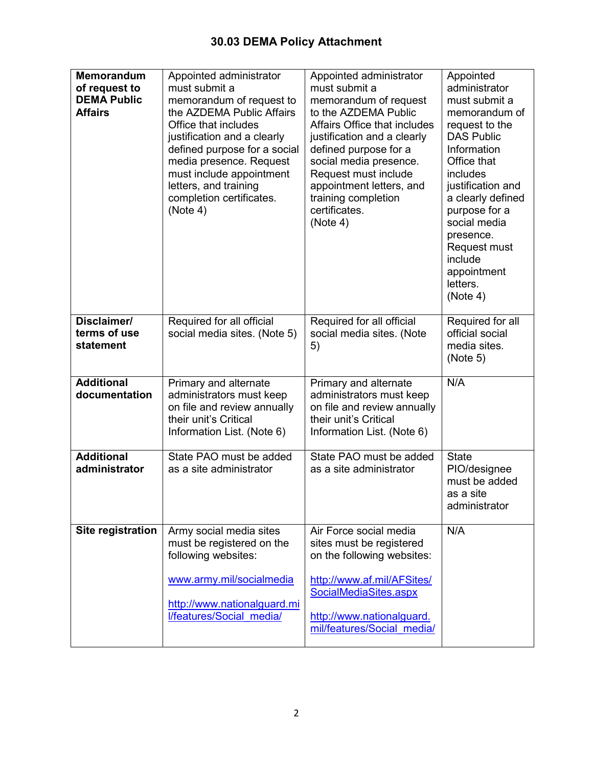## 30.03 DEMA Policy Attachment

| | | | |
|---|---|---|---|
| **Memorandum of request to DEMA Public Affairs** | Appointed administrator must submit a memorandum of request to the AZDEMA Public Affairs Office that includes justification and a clearly defined purpose for a social media presence. Request must include appointment letters, and training completion certificates. (Note 4) | Appointed administrator must submit a memorandum of request to the AZDEMA Public Affairs Office that includes justification and a clearly defined purpose for a social media presence. Request must include appointment letters, and training completion certificates. (Note 4) | Appointed administrator must submit a memorandum of request to the DAS Public Information Office that includes justification and a clearly defined purpose for a social media presence. Request must include appointment letters. (Note 4) |
| **Disclaimer/ terms of use statement** | Required for all official social media sites. (Note 5) | Required for all official social media sites. (Note 5) | Required for all official social media sites. (Note 5) |
| **Additional documentation** | Primary and alternate administrators must keep on file and review annually their unit's Critical Information List. (Note 6) | Primary and alternate administrators must keep on file and review annually their unit's Critical Information List. (Note 6) | N/A |
| **Additional administrator** | State PAO must be added as a site administrator | State PAO must be added as a site administrator | State PIO/designee must be added as a site administrator |
| **Site registration** | Army social media sites must be registered on the following websites: www.army.mil/socialmedia http://www.nationalguard.mil/features/Social_media/ | Air Force social media sites must be registered on the following websites: http://www.af.mil/AFSites/SocialMediaSites.aspx http://www.nationalguard.mil/features/Social_media/ | N/A |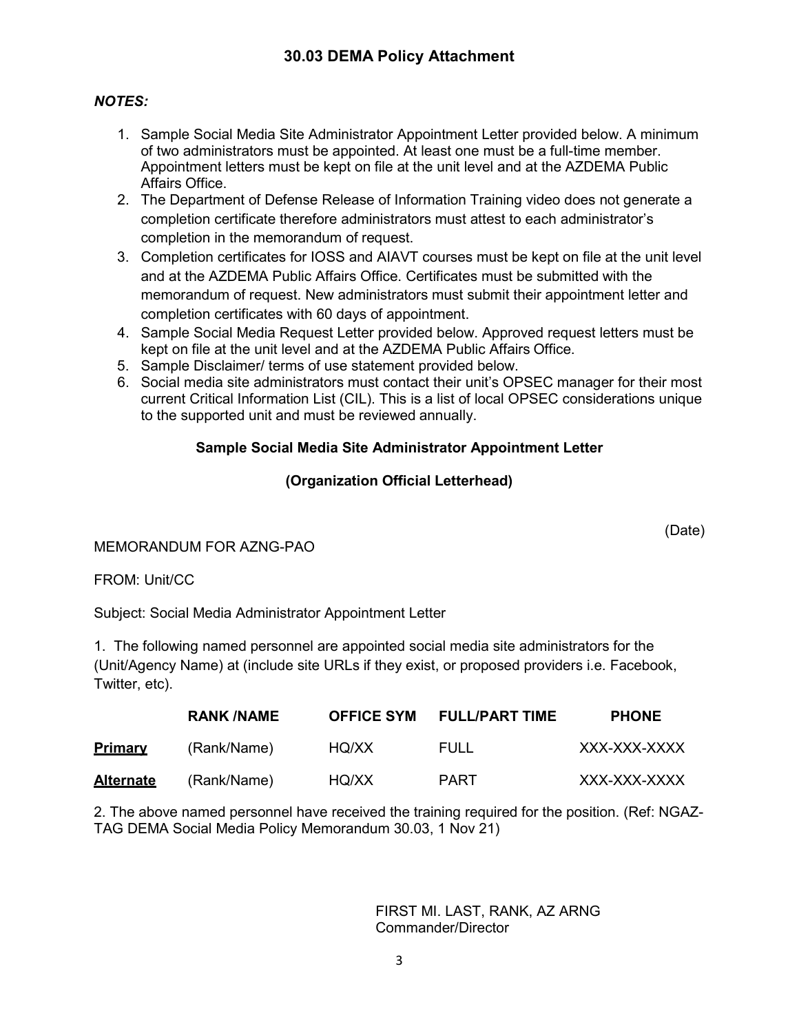## 30.03 DEMA Policy Attachment

***NOTES:***

1. Sample Social Media Site Administrator Appointment Letter provided below. A minimum of two administrators must be appointed. At least one must be a full-time member. Appointment letters must be kept on file at the unit level and at the AZDEMA Public Affairs Office.
2. The Department of Defense Release of Information Training video does not generate a completion certificate therefore administrators must attest to each administrator's completion in the memorandum of request.
3. Completion certificates for IOSS and AIAVT courses must be kept on file at the unit level and at the AZDEMA Public Affairs Office. Certificates must be submitted with the memorandum of request. New administrators must submit their appointment letter and completion certificates with 60 days of appointment.
4. Sample Social Media Request Letter provided below. Approved request letters must be kept on file at the unit level and at the AZDEMA Public Affairs Office.
5. Sample Disclaimer/ terms of use statement provided below.
6. Social media site administrators must contact their unit's OPSEC manager for their most current Critical Information List (CIL). This is a list of local OPSEC considerations unique to the supported unit and must be reviewed annually.

### Sample Social Media Site Administrator Appointment Letter

**(Organization Official Letterhead)**

(Date)

MEMORANDUM FOR AZNG-PAO

FROM: Unit/CC

Subject: Social Media Administrator Appointment Letter

1. The following named personnel are appointed social media site administrators for the (Unit/Agency Name) at (include site URLs if they exist, or proposed providers i.e. Facebook, Twitter, etc).

| | RANK /NAME | OFFICE SYM | FULL/PART TIME | PHONE |
|---|---|---|---|---|
| **Primary** | (Rank/Name) | HQ/XX | FULL | XXX-XXX-XXXX |
| **Alternate** | (Rank/Name) | HQ/XX | PART | XXX-XXX-XXXX |

2. The above named personnel have received the training required for the position. (Ref: NGAZ-TAG DEMA Social Media Policy Memorandum 30.03, 1 Nov 21)

FIRST MI. LAST, RANK, AZ ARNG
Commander/Director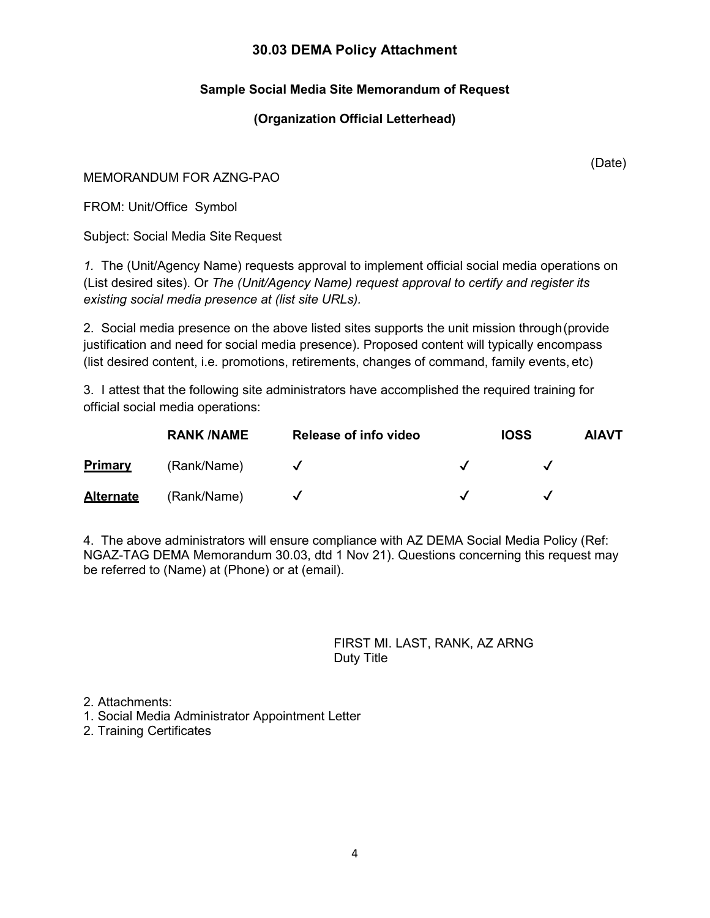# 30.03 DEMA Policy Attachment

## Sample Social Media Site Memorandum of Request

## (Organization Official Letterhead)

(Date)

MEMORANDUM FOR AZNG-PAO

FROM: Unit/Office Symbol

Subject: Social Media Site Request

*1.* The (Unit/Agency Name) requests approval to implement official social media operations on (List desired sites). Or *The (Unit/Agency Name) request approval to certify and register its existing social media presence at (list site URLs).*

2. Social media presence on the above listed sites supports the unit mission through (provide justification and need for social media presence). Proposed content will typically encompass (list desired content, i.e. promotions, retirements, changes of command, family events, etc)

3. I attest that the following site administrators have accomplished the required training for official social media operations:

| | **RANK /NAME** | **Release of info video** | **IOSS** | **AIAVT** |
|---|---|---|---|---|
| **Primary** | (Rank/Name) | ✓ | ✓ | ✓ |
| **Alternate** | (Rank/Name) | ✓ | ✓ | ✓ |

4. The above administrators will ensure compliance with AZ DEMA Social Media Policy (Ref: NGAZ-TAG DEMA Memorandum 30.03, dtd 1 Nov 21). Questions concerning this request may be referred to (Name) at (Phone) or at (email).

FIRST MI. LAST, RANK, AZ ARNG
Duty Title

2. Attachments:
1. Social Media Administrator Appointment Letter
2. Training Certificates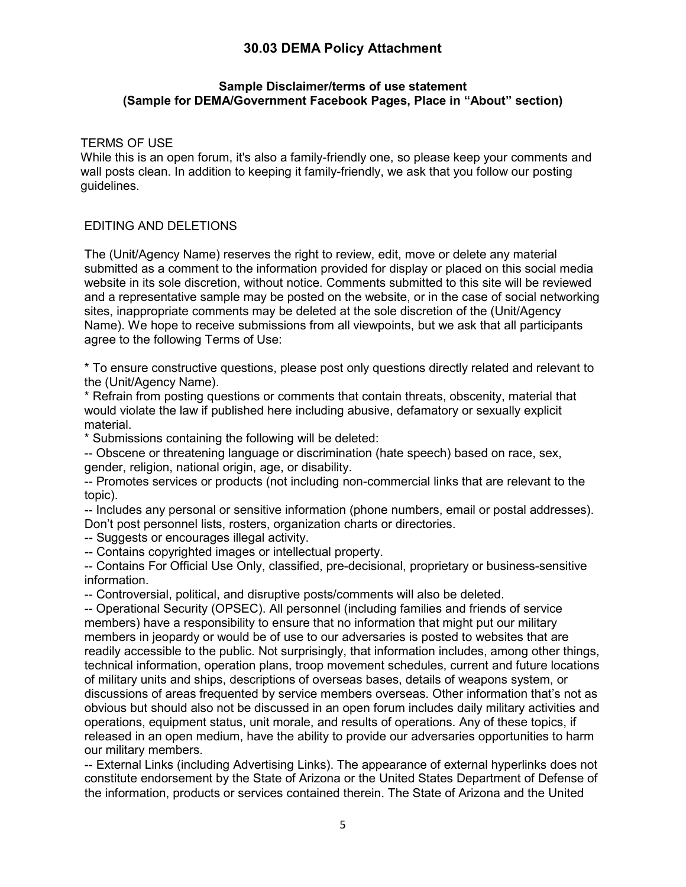## 30.03 DEMA Policy Attachment

### Sample Disclaimer/terms of use statement
### (Sample for DEMA/Government Facebook Pages, Place in "About" section)

TERMS OF USE

While this is an open forum, it's also a family-friendly one, so please keep your comments and wall posts clean. In addition to keeping it family-friendly, we ask that you follow our posting guidelines.

EDITING AND DELETIONS

The (Unit/Agency Name) reserves the right to review, edit, move or delete any material submitted as a comment to the information provided for display or placed on this social media website in its sole discretion, without notice. Comments submitted to this site will be reviewed and a representative sample may be posted on the website, or in the case of social networking sites, inappropriate comments may be deleted at the sole discretion of the (Unit/Agency Name). We hope to receive submissions from all viewpoints, but we ask that all participants agree to the following Terms of Use:

* To ensure constructive questions, please post only questions directly related and relevant to the (Unit/Agency Name).
* Refrain from posting questions or comments that contain threats, obscenity, material that would violate the law if published here including abusive, defamatory or sexually explicit material.
* Submissions containing the following will be deleted:

-- Obscene or threatening language or discrimination (hate speech) based on race, sex, gender, religion, national origin, age, or disability.
-- Promotes services or products (not including non-commercial links that are relevant to the topic).
-- Includes any personal or sensitive information (phone numbers, email or postal addresses). Don't post personnel lists, rosters, organization charts or directories.
-- Suggests or encourages illegal activity.
-- Contains copyrighted images or intellectual property.
-- Contains For Official Use Only, classified, pre-decisional, proprietary or business-sensitive information.
-- Controversial, political, and disruptive posts/comments will also be deleted.
-- Operational Security (OPSEC). All personnel (including families and friends of service members) have a responsibility to ensure that no information that might put our military members in jeopardy or would be of use to our adversaries is posted to websites that are readily accessible to the public. Not surprisingly, that information includes, among other things, technical information, operation plans, troop movement schedules, current and future locations of military units and ships, descriptions of overseas bases, details of weapons system, or discussions of areas frequented by service members overseas. Other information that's not as obvious but should also not be discussed in an open forum includes daily military activities and operations, equipment status, unit morale, and results of operations. Any of these topics, if released in an open medium, have the ability to provide our adversaries opportunities to harm our military members.
-- External Links (including Advertising Links). The appearance of external hyperlinks does not constitute endorsement by the State of Arizona or the United States Department of Defense of the information, products or services contained therein. The State of Arizona and the United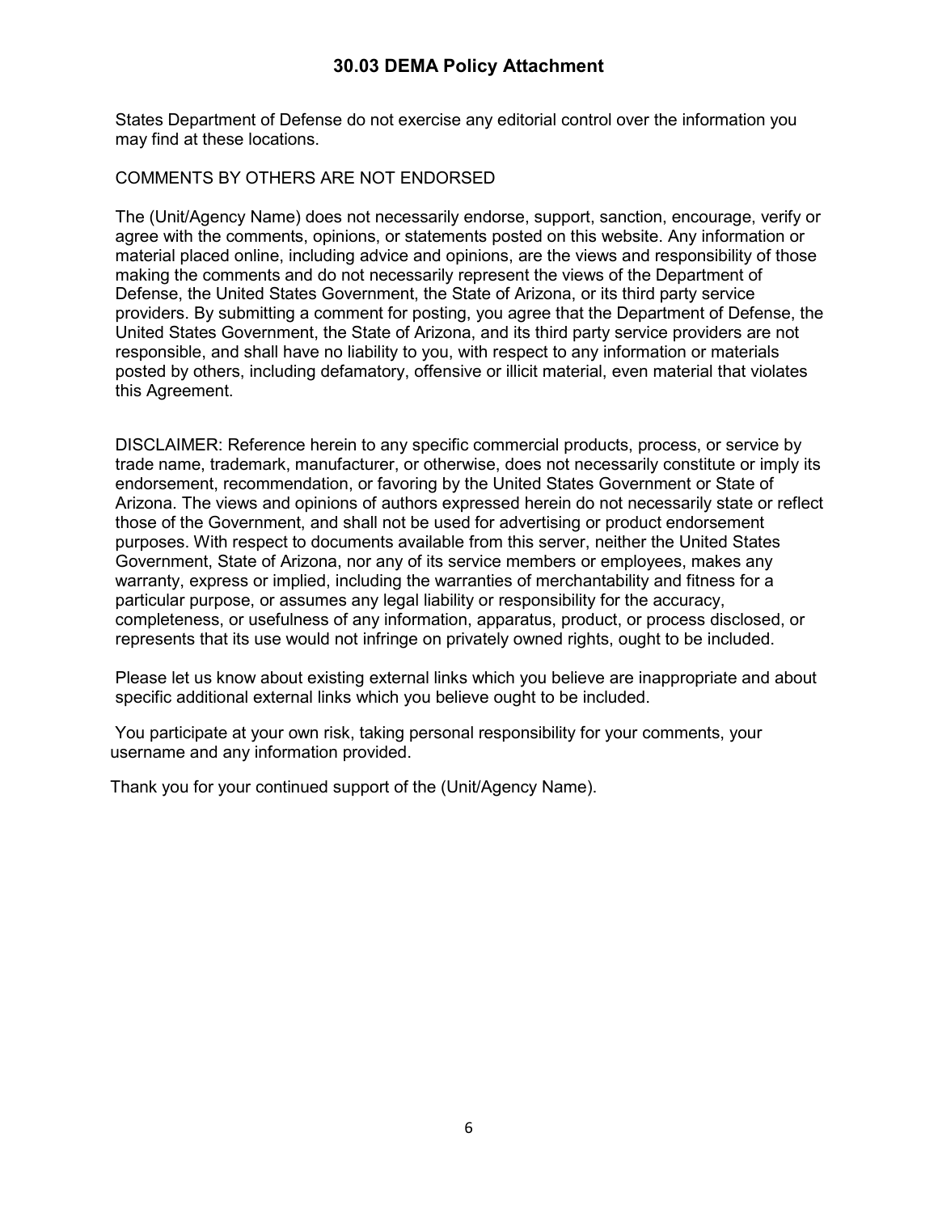States Department of Defense do not exercise any editorial control over the information you may find at these locations.

COMMENTS BY OTHERS ARE NOT ENDORSED

The (Unit/Agency Name) does not necessarily endorse, support, sanction, encourage, verify or agree with the comments, opinions, or statements posted on this website. Any information or material placed online, including advice and opinions, are the views and responsibility of those making the comments and do not necessarily represent the views of the Department of Defense, the United States Government, the State of Arizona, or its third party service providers. By submitting a comment for posting, you agree that the Department of Defense, the United States Government, the State of Arizona, and its third party service providers are not responsible, and shall have no liability to you, with respect to any information or materials posted by others, including defamatory, offensive or illicit material, even material that violates this Agreement.

DISCLAIMER: Reference herein to any specific commercial products, process, or service by trade name, trademark, manufacturer, or otherwise, does not necessarily constitute or imply its endorsement, recommendation, or favoring by the United States Government or State of Arizona. The views and opinions of authors expressed herein do not necessarily state or reflect those of the Government, and shall not be used for advertising or product endorsement purposes. With respect to documents available from this server, neither the United States Government, State of Arizona, nor any of its service members or employees, makes any warranty, express or implied, including the warranties of merchantability and fitness for a particular purpose, or assumes any legal liability or responsibility for the accuracy, completeness, or usefulness of any information, apparatus, product, or process disclosed, or represents that its use would not infringe on privately owned rights, ought to be included.

Please let us know about existing external links which you believe are inappropriate and about specific additional external links which you believe ought to be included.

You participate at your own risk, taking personal responsibility for your comments, your username and any information provided.

Thank you for your continued support of the (Unit/Agency Name).